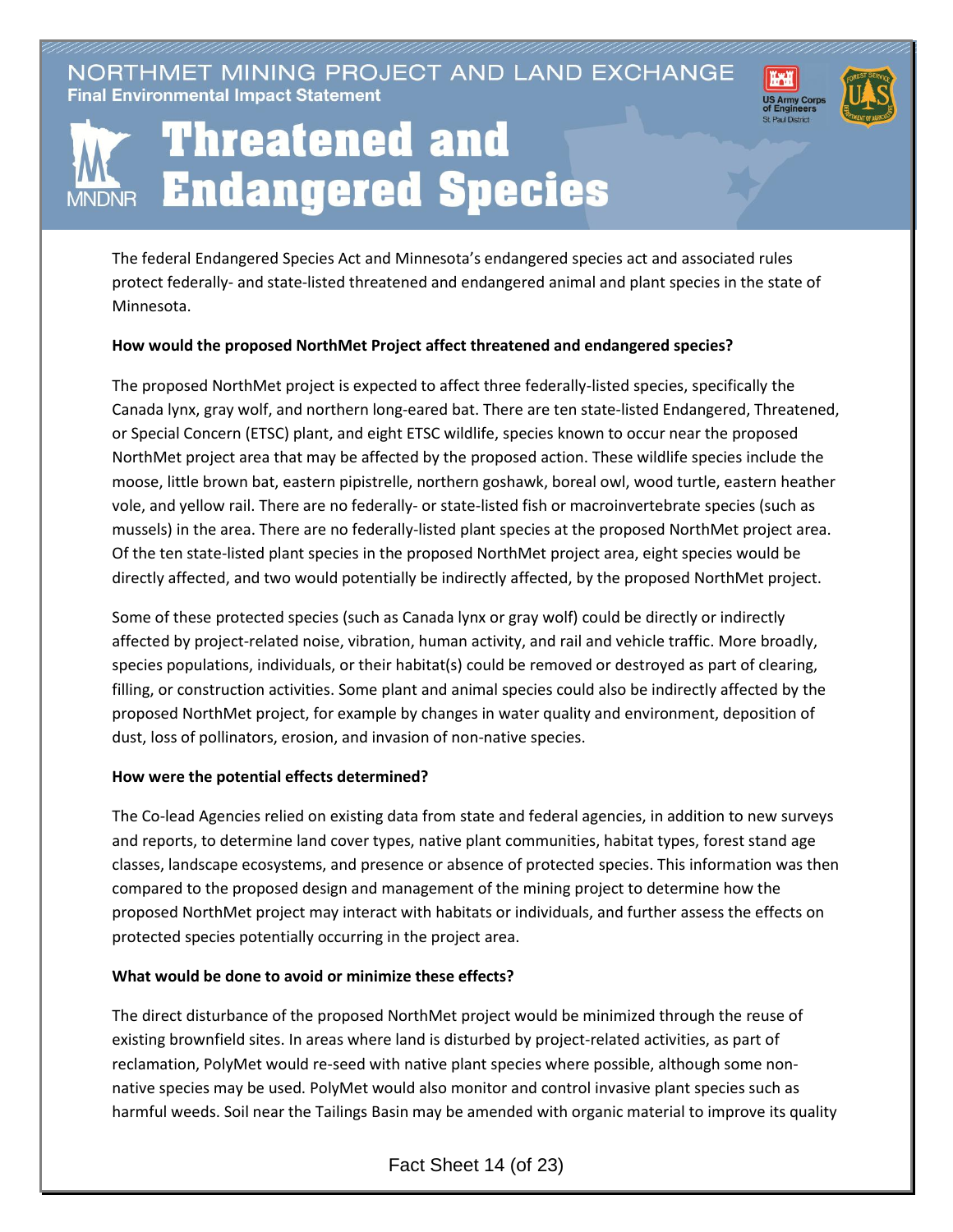NORTHMET MINING PROJECT AND LAND EXCHANGE

**Final Environmental Impact Statement**

# Threatened and Endangered Species

The federal Endangered Species Act and Minnesota's endangered species act and associated rules protect federally- and state-listed threatened and endangered animal and plant species in the state of Minnesota.

**How would the proposed NorthMet Project affect threatened and endangered species?**

The proposed NorthMet project is expected to affect three federally-listed species, specifically the Canada lynx, gray wolf, and northern long-eared bat. There are ten state-listed Endangered, Threatened, or Special Concern (ETSC) plant, and eight ETSC wildlife, species known to occur near the proposed NorthMet project area that may be affected by the proposed action. These wildlife species include the moose, little brown bat, eastern pipistrelle, northern goshawk, boreal owl, wood turtle, eastern heather vole, and yellow rail. There are no federally- or state-listed fish or macroinvertebrate species (such as mussels) in the area. There are no federally-listed plant species at the proposed NorthMet project area. Of the ten state-listed plant species in the proposed NorthMet project area, eight species would be directly affected, and two would potentially be indirectly affected, by the proposed NorthMet project.

Some of these protected species (such as Canada lynx or gray wolf) could be directly or indirectly affected by project-related noise, vibration, human activity, and rail and vehicle traffic. More broadly, species populations, individuals, or their habitat(s) could be removed or destroyed as part of clearing, filling, or construction activities. Some plant and animal species could also be indirectly affected by the proposed NorthMet project, for example by changes in water quality and environment, deposition of dust, loss of pollinators, erosion, and invasion of non-native species.

**How were the potential effects determined?**

The Co-lead Agencies relied on existing data from state and federal agencies, in addition to new surveys and reports, to determine land cover types, native plant communities, habitat types, forest stand age classes, landscape ecosystems, and presence or absence of protected species. This information was then compared to the proposed design and management of the mining project to determine how the proposed NorthMet project may interact with habitats or individuals, and further assess the effects on protected species potentially occurring in the project area.

**What would be done to avoid or minimize these effects?**

The direct disturbance of the proposed NorthMet project would be minimized through the reuse of existing brownfield sites. In areas where land is disturbed by project-related activities, as part of reclamation, PolyMet would re-seed with native plant species where possible, although some non-native species may be used. PolyMet would also monitor and control invasive plant species such as harmful weeds. Soil near the Tailings Basin may be amended with organic material to improve its quality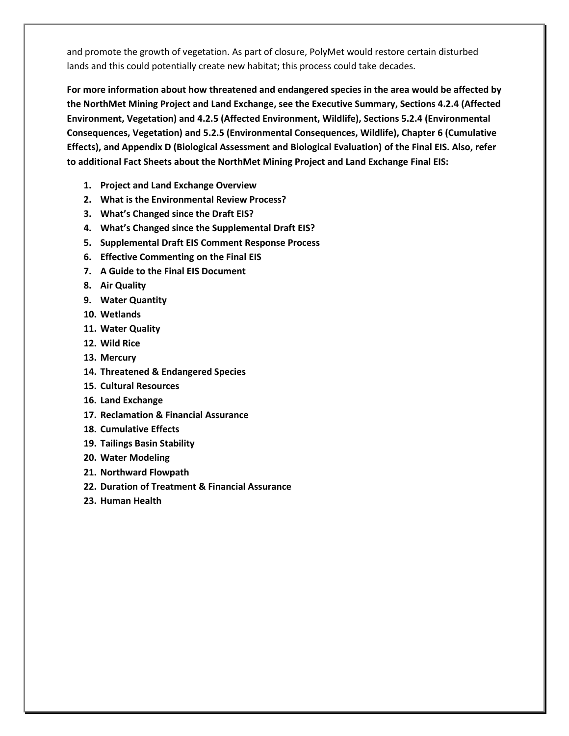and promote the growth of vegetation. As part of closure, PolyMet would restore certain disturbed lands and this could potentially create new habitat; this process could take decades.

**For more information about how threatened and endangered species in the area would be affected by the NorthMet Mining Project and Land Exchange, see the Executive Summary, Sections 4.2.4 (Affected Environment, Vegetation) and 4.2.5 (Affected Environment, Wildlife), Sections 5.2.4 (Environmental Consequences, Vegetation) and 5.2.5 (Environmental Consequences, Wildlife), Chapter 6 (Cumulative Effects), and Appendix D (Biological Assessment and Biological Evaluation) of the Final EIS. Also, refer to additional Fact Sheets about the NorthMet Mining Project and Land Exchange Final EIS:**

1. **Project and Land Exchange Overview**
2. **What is the Environmental Review Process?**
3. **What's Changed since the Draft EIS?**
4. **What's Changed since the Supplemental Draft EIS?**
5. **Supplemental Draft EIS Comment Response Process**
6. **Effective Commenting on the Final EIS**
7. **A Guide to the Final EIS Document**
8. **Air Quality**
9. **Water Quantity**
10. **Wetlands**
11. **Water Quality**
12. **Wild Rice**
13. **Mercury**
14. **Threatened & Endangered Species**
15. **Cultural Resources**
16. **Land Exchange**
17. **Reclamation & Financial Assurance**
18. **Cumulative Effects**
19. **Tailings Basin Stability**
20. **Water Modeling**
21. **Northward Flowpath**
22. **Duration of Treatment & Financial Assurance**
23. **Human Health**